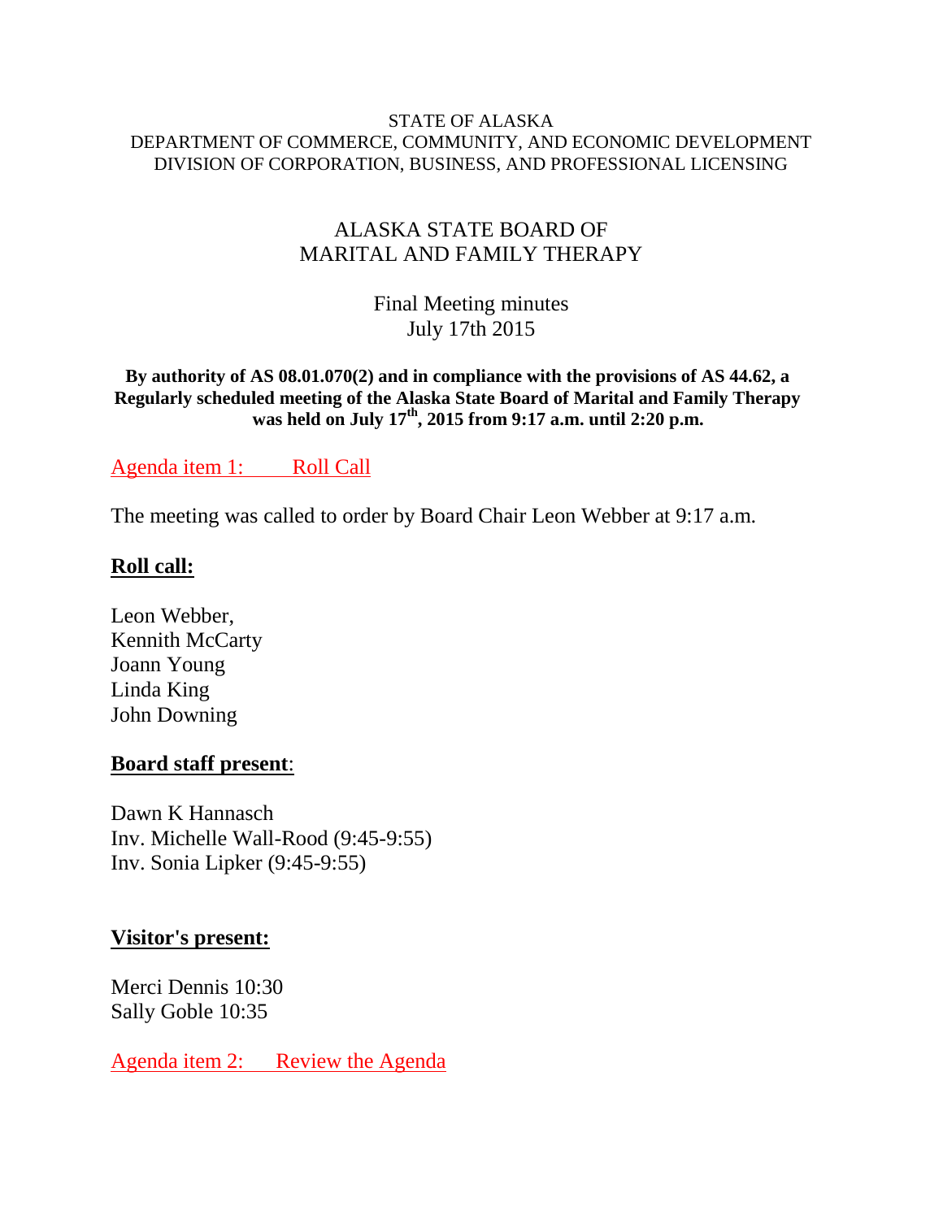STATE OF ALASKA
DEPARTMENT OF COMMERCE, COMMUNITY, AND ECONOMIC DEVELOPMENT
DIVISION OF CORPORATION, BUSINESS, AND PROFESSIONAL LICENSING

# ALASKA STATE BOARD OF MARITAL AND FAMILY THERAPY

## Final Meeting minutes
## July 17th 2015

**By authority of AS 08.01.070(2) and in compliance with the provisions of AS 44.62, a Regularly scheduled meeting of the Alaska State Board of Marital and Family Therapy was held on July 17th, 2015 from 9:17 a.m. until 2:20 p.m.**

## Agenda item 1: Roll Call

The meeting was called to order by Board Chair Leon Webber at 9:17 a.m.

**Roll call:**

Leon Webber,
Kennith McCarty
Joann Young
Linda King
John Downing

**Board staff present:**

Dawn K Hannasch
Inv. Michelle Wall-Rood (9:45-9:55)
Inv. Sonia Lipker (9:45-9:55)

**Visitor's present:**

Merci Dennis 10:30
Sally Goble 10:35

## Agenda item 2: Review the Agenda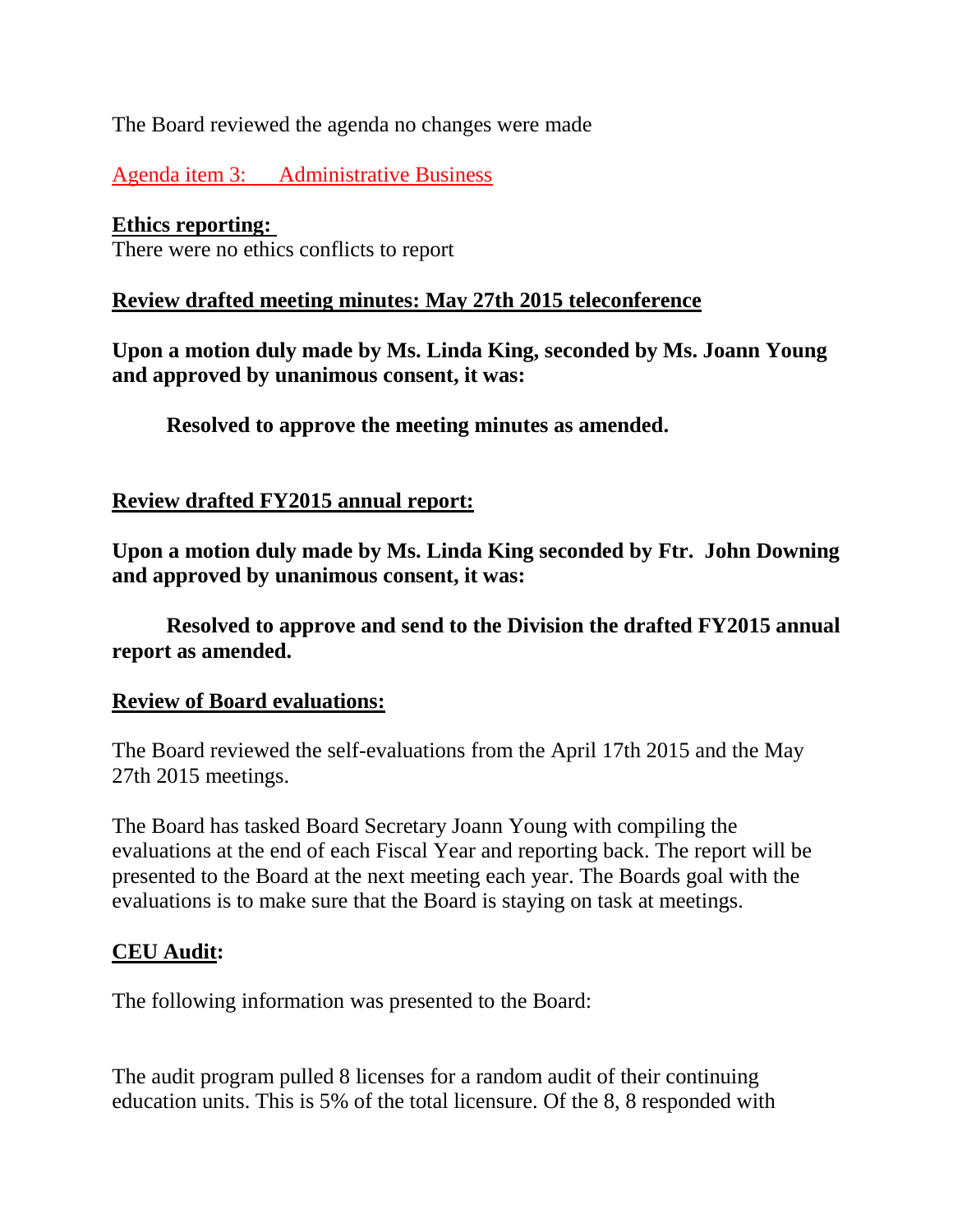The Board reviewed the agenda no changes were made

Agenda item 3:      Administrative Business

**Ethics reporting:**
There were no ethics conflicts to report

**Review drafted meeting minutes: May 27th 2015 teleconference**

**Upon a motion duly made by Ms. Linda King, seconded by Ms. Joann Young and approved by unanimous consent, it was:**

> **Resolved to approve the meeting minutes as amended.**

**Review drafted FY2015 annual report:**

**Upon a motion duly made by Ms. Linda King seconded by Ftr. John Downing and approved by unanimous consent, it was:**

> **Resolved to approve and send to the Division the drafted FY2015 annual report as amended.**

**Review of Board evaluations:**

The Board reviewed the self-evaluations from the April 17th 2015 and the May 27th 2015 meetings.

The Board has tasked Board Secretary Joann Young with compiling the evaluations at the end of each Fiscal Year and reporting back. The report will be presented to the Board at the next meeting each year. The Boards goal with the evaluations is to make sure that the Board is staying on task at meetings.

**CEU Audit:**

The following information was presented to the Board:

The audit program pulled 8 licenses for a random audit of their continuing education units. This is 5% of the total licensure. Of the 8, 8 responded with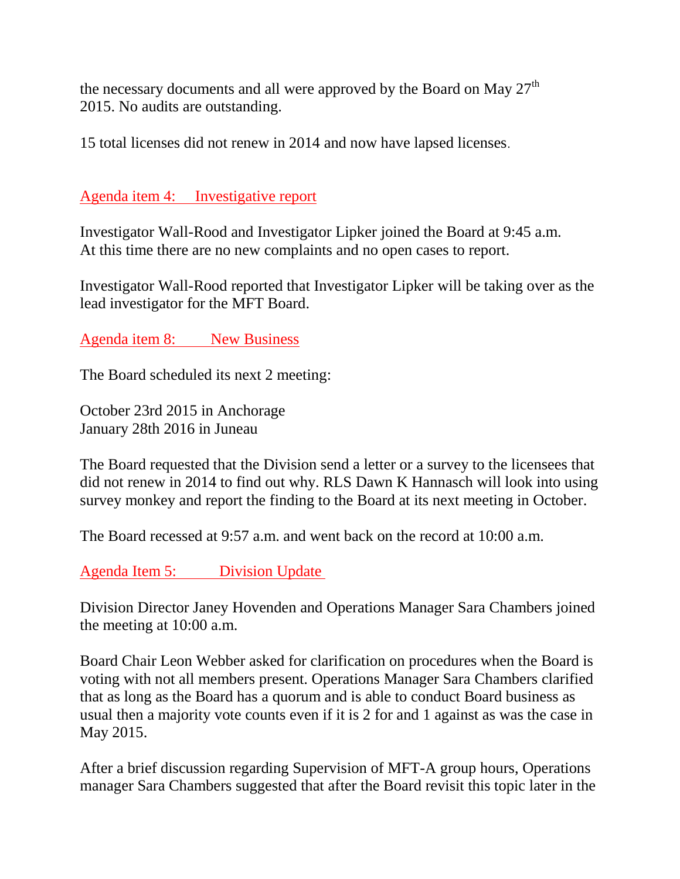the necessary documents and all were approved by the Board on May 27th 2015. No audits are outstanding.

15 total licenses did not renew in 2014 and now have lapsed licenses.

## Agenda item 4: Investigative report

Investigator Wall-Rood and Investigator Lipker joined the Board at 9:45 a.m. At this time there are no new complaints and no open cases to report.

Investigator Wall-Rood reported that Investigator Lipker will be taking over as the lead investigator for the MFT Board.

## Agenda item 8: New Business

The Board scheduled its next 2 meeting:

October 23rd 2015 in Anchorage
January 28th 2016 in Juneau

The Board requested that the Division send a letter or a survey to the licensees that did not renew in 2014 to find out why. RLS Dawn K Hannasch will look into using survey monkey and report the finding to the Board at its next meeting in October.

The Board recessed at 9:57 a.m. and went back on the record at 10:00 a.m.

## Agenda Item 5: Division Update

Division Director Janey Hovenden and Operations Manager Sara Chambers joined the meeting at 10:00 a.m.

Board Chair Leon Webber asked for clarification on procedures when the Board is voting with not all members present. Operations Manager Sara Chambers clarified that as long as the Board has a quorum and is able to conduct Board business as usual then a majority vote counts even if it is 2 for and 1 against as was the case in May 2015.

After a brief discussion regarding Supervision of MFT-A group hours, Operations manager Sara Chambers suggested that after the Board revisit this topic later in the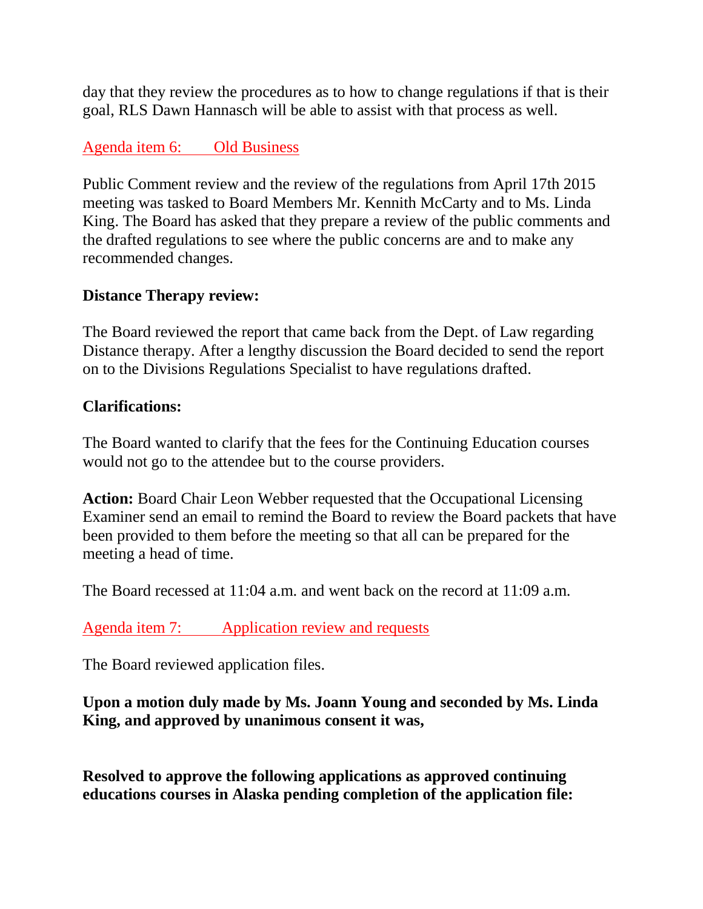day that they review the procedures as to how to change regulations if that is their goal, RLS Dawn Hannasch will be able to assist with that process as well.

## Agenda item 6: Old Business

Public Comment review and the review of the regulations from April 17th 2015 meeting was tasked to Board Members Mr. Kennith McCarty and to Ms. Linda King. The Board has asked that they prepare a review of the public comments and the drafted regulations to see where the public concerns are and to make any recommended changes.

**Distance Therapy review:**

The Board reviewed the report that came back from the Dept. of Law regarding Distance therapy. After a lengthy discussion the Board decided to send the report on to the Divisions Regulations Specialist to have regulations drafted.

**Clarifications:**

The Board wanted to clarify that the fees for the Continuing Education courses would not go to the attendee but to the course providers.

**Action:** Board Chair Leon Webber requested that the Occupational Licensing Examiner send an email to remind the Board to review the Board packets that have been provided to them before the meeting so that all can be prepared for the meeting a head of time.

The Board recessed at 11:04 a.m. and went back on the record at 11:09 a.m.

## Agenda item 7: Application review and requests

The Board reviewed application files.

**Upon a motion duly made by Ms. Joann Young and seconded by Ms. Linda King, and approved by unanimous consent it was,**

**Resolved to approve the following applications as approved continuing educations courses in Alaska pending completion of the application file:**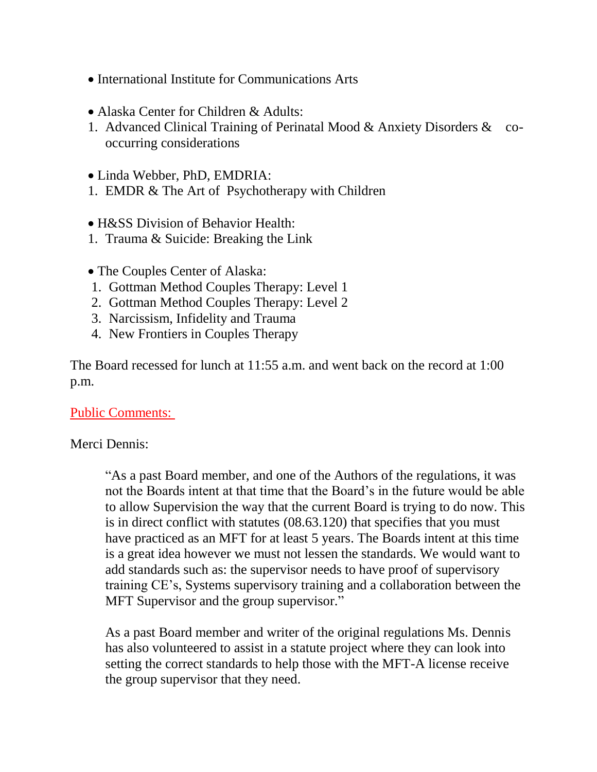- International Institute for Communications Arts

- Alaska Center for Children & Adults:
1. Advanced Clinical Training of Perinatal Mood & Anxiety Disorders & co-occurring considerations

- Linda Webber, PhD, EMDRIA:
1. EMDR & The Art of Psychotherapy with Children

- H&SS Division of Behavior Health:
1. Trauma & Suicide: Breaking the Link

- The Couples Center of Alaska:
1. Gottman Method Couples Therapy: Level 1
2. Gottman Method Couples Therapy: Level 2
3. Narcissism, Infidelity and Trauma
4. New Frontiers in Couples Therapy

The Board recessed for lunch at 11:55 a.m. and went back on the record at 1:00 p.m.

Public Comments:

Merci Dennis:

> "As a past Board member, and one of the Authors of the regulations, it was not the Boards intent at that time that the Board's in the future would be able to allow Supervision the way that the current Board is trying to do now. This is in direct conflict with statutes (08.63.120) that specifies that you must have practiced as an MFT for at least 5 years. The Boards intent at this time is a great idea however we must not lessen the standards. We would want to add standards such as: the supervisor needs to have proof of supervisory training CE's, Systems supervisory training and a collaboration between the MFT Supervisor and the group supervisor."
>
> As a past Board member and writer of the original regulations Ms. Dennis has also volunteered to assist in a statute project where they can look into setting the correct standards to help those with the MFT-A license receive the group supervisor that they need.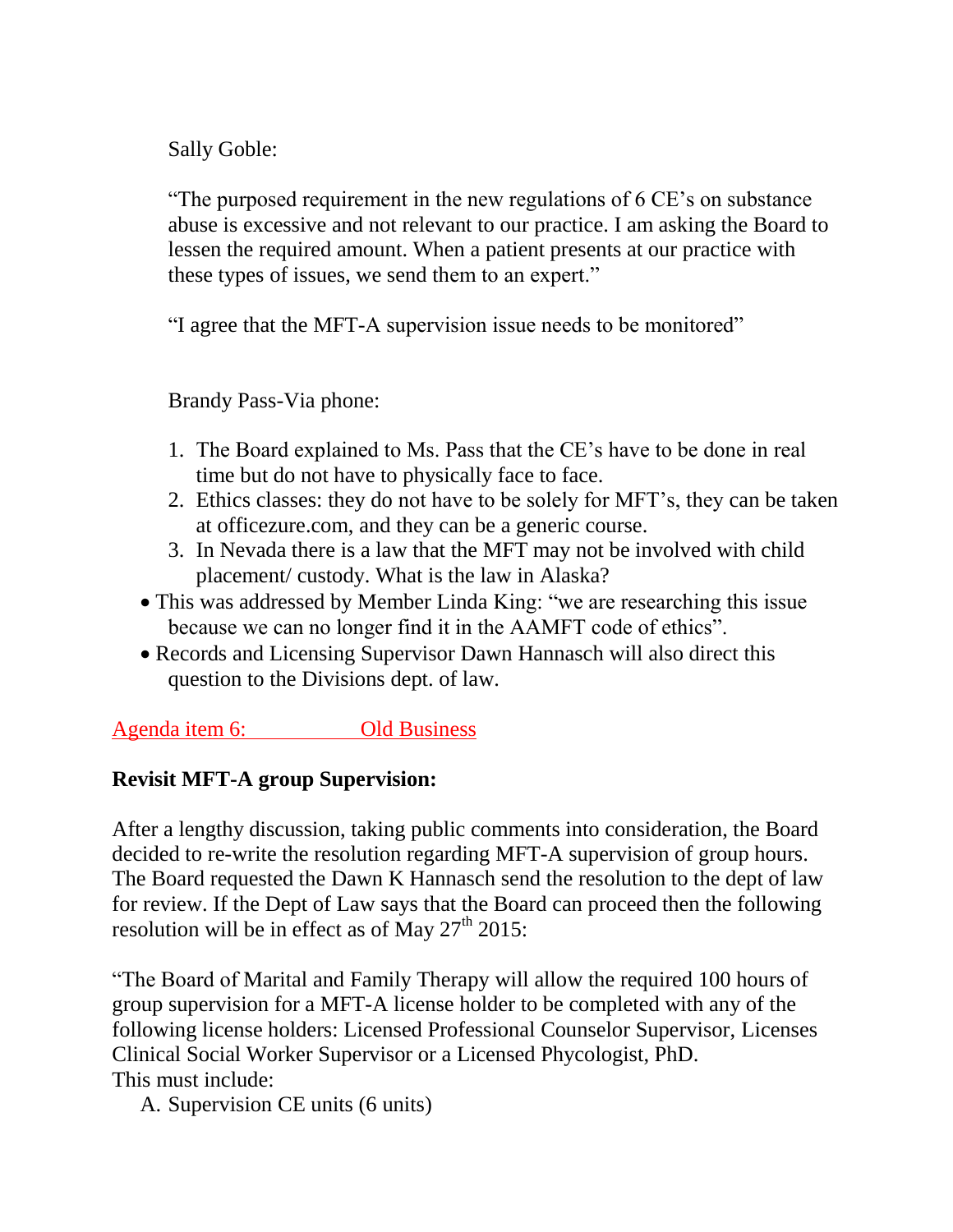Sally Goble:

"The purposed requirement in the new regulations of 6 CE's on substance abuse is excessive and not relevant to our practice. I am asking the Board to lessen the required amount. When a patient presents at our practice with these types of issues, we send them to an expert."

"I agree that the MFT-A supervision issue needs to be monitored"

Brandy Pass-Via phone:

1. The Board explained to Ms. Pass that the CE's have to be done in real time but do not have to physically face to face.
2. Ethics classes: they do not have to be solely for MFT's, they can be taken at officezure.com, and they can be a generic course.
3. In Nevada there is a law that the MFT may not be involved with child placement/ custody. What is the law in Alaska?

- This was addressed by Member Linda King: "we are researching this issue because we can no longer find it in the AAMFT code of ethics".
- Records and Licensing Supervisor Dawn Hannasch will also direct this question to the Divisions dept. of law.

Agenda item 6: Old Business

**Revisit MFT-A group Supervision:**

After a lengthy discussion, taking public comments into consideration, the Board decided to re-write the resolution regarding MFT-A supervision of group hours. The Board requested the Dawn K Hannasch send the resolution to the dept of law for review. If the Dept of Law says that the Board can proceed then the following resolution will be in effect as of May 27th 2015:

"The Board of Marital and Family Therapy will allow the required 100 hours of group supervision for a MFT-A license holder to be completed with any of the following license holders: Licensed Professional Counselor Supervisor, Licenses Clinical Social Worker Supervisor or a Licensed Phycologist, PhD.
This must include:

A. Supervision CE units (6 units)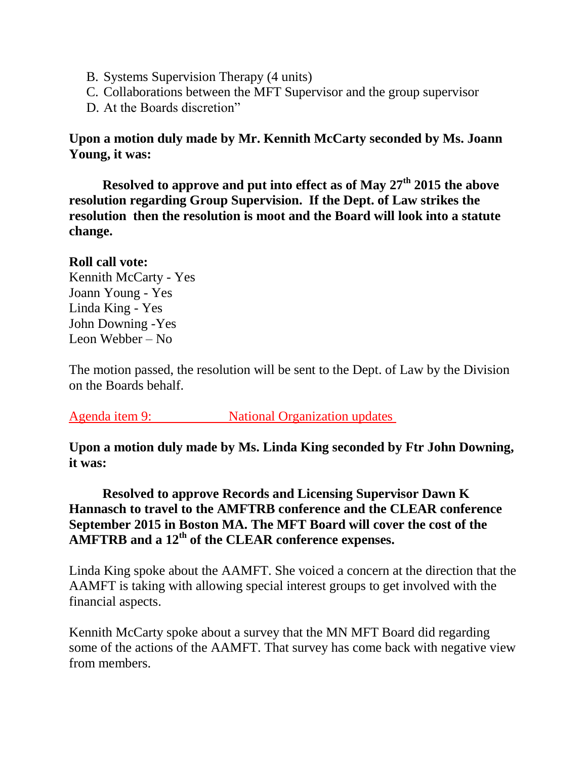B. Systems Supervision Therapy (4 units)
C. Collaborations between the MFT Supervisor and the group supervisor
D. At the Boards discretion"

**Upon a motion duly made by Mr. Kennith McCarty seconded by Ms. Joann Young, it was:**

**Resolved to approve and put into effect as of May 27th 2015 the above resolution regarding Group Supervision. If the Dept. of Law strikes the resolution then the resolution is moot and the Board will look into a statute change.**

**Roll call vote:**
Kennith McCarty - Yes
Joann Young - Yes
Linda King - Yes
John Downing -Yes
Leon Webber – No

The motion passed, the resolution will be sent to the Dept. of Law by the Division on the Boards behalf.

Agenda item 9: National Organization updates

**Upon a motion duly made by Ms. Linda King seconded by Ftr John Downing, it was:**

**Resolved to approve Records and Licensing Supervisor Dawn K Hannasch to travel to the AMFTRB conference and the CLEAR conference September 2015 in Boston MA. The MFT Board will cover the cost of the AMFTRB and a 12th of the CLEAR conference expenses.**

Linda King spoke about the AAMFT. She voiced a concern at the direction that the AAMFT is taking with allowing special interest groups to get involved with the financial aspects.

Kennith McCarty spoke about a survey that the MN MFT Board did regarding some of the actions of the AAMFT. That survey has come back with negative view from members.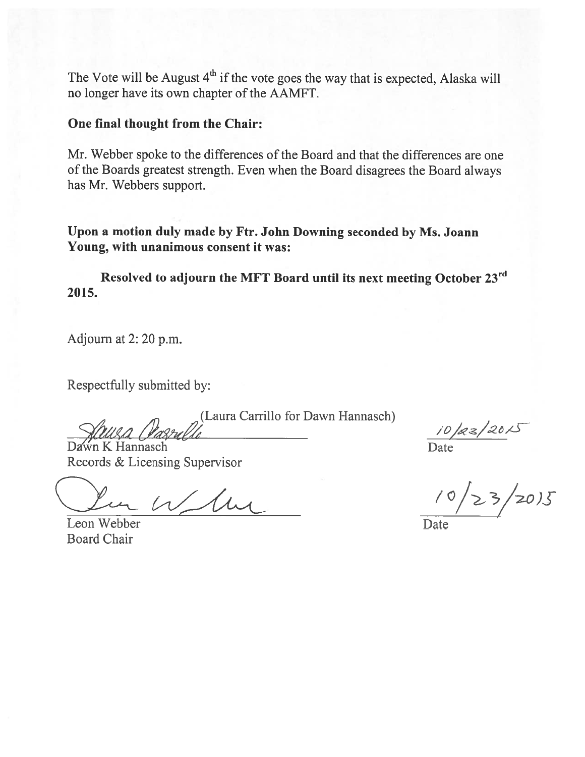The Vote will be August 4th if the vote goes the way that is expected, Alaska will no longer have its own chapter of the AAMFT.

**One final thought from the Chair:**

Mr. Webber spoke to the differences of the Board and that the differences are one of the Boards greatest strength. Even when the Board disagrees the Board always has Mr. Webbers support.

**Upon a motion duly made by Ftr. John Downing seconded by Ms. Joann Young, with unanimous consent it was:**

**Resolved to adjourn the MFT Board until its next meeting October 23rd 2015.**

Adjourn at 2: 20 p.m.

Respectfully submitted by:

(Laura Carrillo for Dawn Hannasch)

Dawn K Hannasch
Records & Licensing Supervisor

10/23/2015
Date

Leon Webber
Board Chair

10/23/2015
Date